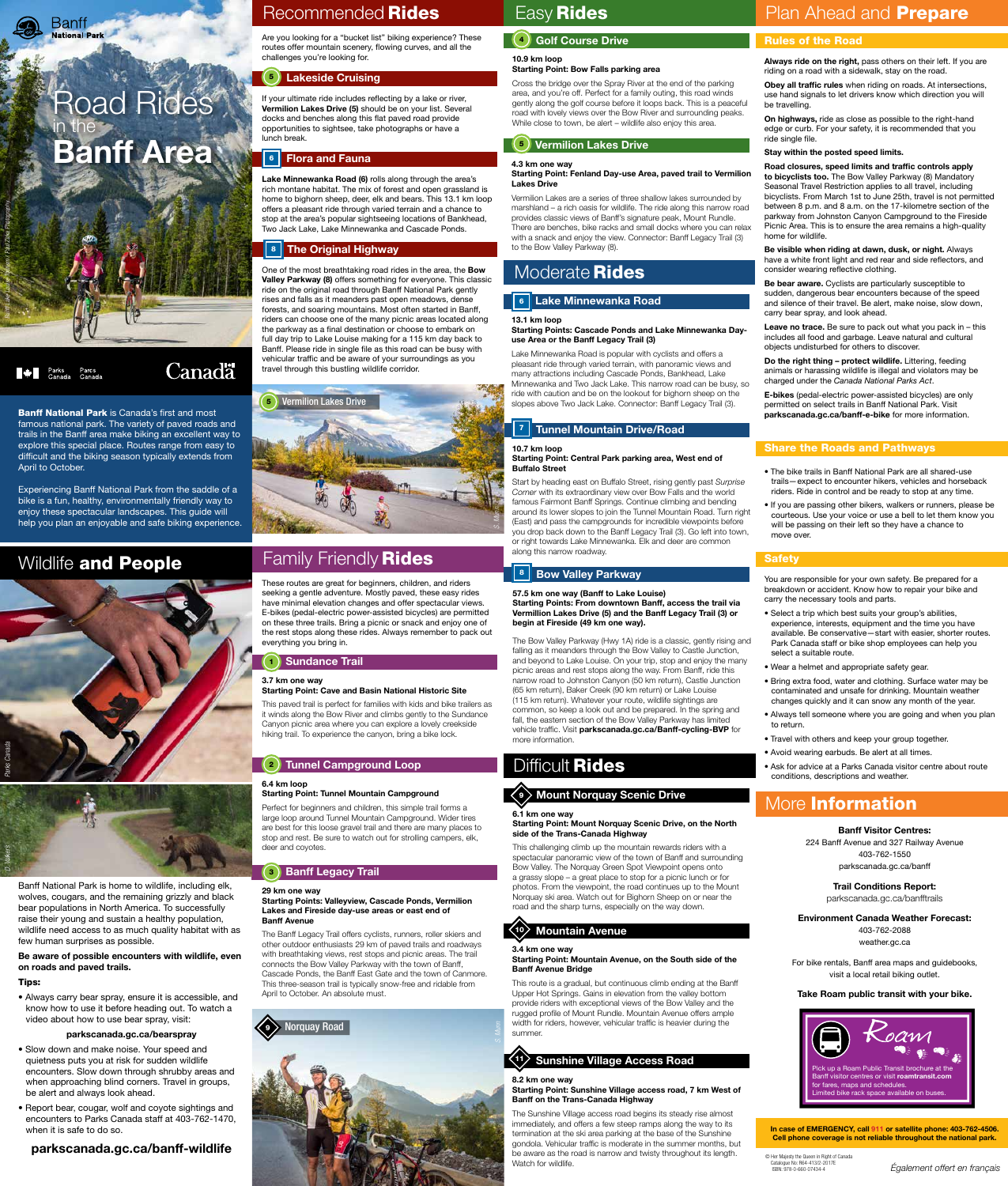# Road Rides in the Banff Area

Banff National Park

Parks Canada / Parcs Canada

Canada

**Banff National Park** is Canada's first and most famous national park. The variety of paved roads and trails in the Banff area make biking an excellent way to explore this special place. Routes range from easy to difficult and the biking season typically extends from April to October.

Experiencing Banff National Park from the saddle of a bike is a fun, healthy, environmentally friendly way to enjoy these spectacular landscapes. This guide will help you plan an enjoyable and safe biking experience.

## Wildlife and People

Banff National Park is home to wildlife, including elk, wolves, cougars, and the remaining grizzly and black bear populations in North America. To successfully raise their young and sustain a healthy population, wildlife need access to as much quality habitat with as few human surprises as possible.

**Be aware of possible encounters with wildlife, even on roads and paved trails.**

**Tips:**

- Always carry bear spray, ensure it is accessible, and know how to use it before heading out. To watch a video about how to use bear spray, visit:

  **parkscanada.gc.ca/bearspray**

- Slow down and make noise. Your speed and quietness puts you at risk for sudden wildlife encounters. Slow down through shrubby areas and when approaching blind corners. Travel in groups, be alert and always look ahead.
- Report bear, cougar, wolf and coyote sightings and encounters to Parks Canada staff at 403-762-1470, when it is safe to do so.

**parkscanada.gc.ca/banff-wildlife**

## Recommended Rides

Are you looking for a "bucket list" biking experience? These routes offer mountain scenery, flowing curves, and all the challenges you're looking for.

### 5 Lakeside Cruising

If your ultimate ride includes reflecting by a lake or river, **Vermilion Lakes Drive (5)** should be on your list. Several docks and benches along this flat paved road provide opportunities to sightsee, take photographs or have a lunch break.

### 6 Flora and Fauna

**Lake Minnewanka Road (6)** rolls along through the area's rich montane habitat. The mix of forest and open grassland is home to bighorn sheep, deer, elk and bears. This 13.1 km loop offers a pleasant ride through varied terrain and a chance to stop at the area's popular sightseeing locations of Bankhead, Two Jack Lake, Lake Minnewanka and Cascade Ponds.

### 8 The Original Highway

One of the most breathtaking road rides in the area, the **Bow Valley Parkway (8)** offers something for everyone. This classic ride on the original road through Banff National Park gently rises and falls as it meanders past open meadows, dense forests, and soaring mountains. Most often started in Banff, riders can choose one of the many picnic areas located along the parkway as a final destination or choose to embark on full day trip to Lake Louise making for a 115 km day back to Banff. Please ride in single file as this road can be busy with vehicular traffic and be aware of your surroundings as you travel through this bustling wildlife corridor.

5 Vermilion Lakes Drive

## Family Friendly Rides

These routes are great for beginners, children, and riders seeking a gentle adventure. Mostly paved, these easy rides have minimal elevation changes and offer spectacular views. E-bikes (pedal-electric power-assisted bicycles) are permitted on these three trails. Bring a picnic or snack and enjoy one of the rest stops along these rides. Always remember to pack out everything you bring in.

### 1 Sundance Trail

**3.7 km one way**
**Starting Point: Cave and Basin National Historic Site**

This paved trail is perfect for families with kids and bike trailers as it winds along the Bow River and climbs gently to the Sundance Canyon picnic area where you can explore a lovely creekside hiking trail. To experience the canyon, bring a bike lock.

### 2 Tunnel Campground Loop

**6.4 km loop**
**Starting Point: Tunnel Mountain Campground**

Perfect for beginners and children, this simple trail forms a large loop around Tunnel Mountain Campground. Wider tires are best for this loose gravel trail and there are many places to stop and rest. Be sure to watch out for strolling campers, elk, deer and coyotes.

### 3 Banff Legacy Trail

**29 km one way**
**Starting Points: Valleyview, Cascade Ponds, Vermilion Lakes and Fireside day-use areas or east end of Banff Avenue**

The Banff Legacy Trail offers cyclists, runners, roller skiers and other outdoor enthusiasts 29 km of paved trails and roadways with breathtaking views, rest stops and picnic areas. The trail connects the Bow Valley Parkway with the town of Banff, Cascade Ponds, the Banff East Gate and the town of Canmore. This three-season trail is typically snow-free and ridable from April to October. An absolute must.

9 Norquay Road

## Easy Rides

### 4 Golf Course Drive

**10.9 km loop**
**Starting Point: Bow Falls parking area**

Cross the bridge over the Spray River at the end of the parking area, and you're off. Perfect for a family outing, this road winds gently along the golf course before it loops back. This is a peaceful road with lovely views over the Bow River and surrounding peaks. While close to town, be alert – wildlife also enjoy this area.

### 5 Vermilion Lakes Drive

**4.3 km one way**
**Starting Point: Fenland Day-use Area, paved trail to Vermilion Lakes Drive**

Vermilion Lakes are a series of three shallow lakes surrounded by marshland – a rich oasis for wildlife. The ride along this narrow road provides classic views of Banff's signature peak, Mount Rundle. There are benches, bike racks and small docks where you can relax with a snack and enjoy the view. Connector: Banff Legacy Trail (3) to the Bow Valley Parkway (8).

## Moderate Rides

### 6 Lake Minnewanka Road

**13.1 km loop**
**Starting Points: Cascade Ponds and Lake Minnewanka Day-use Area or the Banff Legacy Trail (3)**

Lake Minnewanka Road is popular with cyclists and offers a pleasant ride through varied terrain, with panoramic views and many attractions including Cascade Ponds, Bankhead, Lake Minnewanka and Two Jack Lake. This narrow road can be busy, so ride with caution and be on the lookout for bighorn sheep on the slopes above Two Jack Lake. Connector: Banff Legacy Trail (3).

### 7 Tunnel Mountain Drive/Road

**10.7 km loop**
**Starting Point: Central Park parking area, West end of Buffalo Street**

Start by heading east on Buffalo Street, rising gently past *Surprise Corner* with its extraordinary view over Bow Falls and the world famous Fairmont Banff Springs. Continue climbing and bending around its lower slopes to join the Tunnel Mountain Road. Turn right (East) and pass the campgrounds for incredible viewpoints before you drop back down to the Banff Legacy Trail (3). Go left into town, or right towards Lake Minnewanka. Elk and deer are common along this narrow roadway.

### 8 Bow Valley Parkway

**57.5 km one way (Banff to Lake Louise)**
**Starting Points: From downtown Banff, access the trail via Vermilion Lakes Drive (5) and the Banff Legacy Trail (3) or begin at Fireside (49 km one way).**

The Bow Valley Parkway (Hwy 1A) ride is a classic, gently rising and falling as it meanders through the Bow Valley to Castle Junction, and beyond to Lake Louise. On your trip, stop and enjoy the many picnic areas and rest stops along the way. From Banff, ride this narrow road to Johnston Canyon (50 km return), Castle Junction (65 km return), Baker Creek (90 km return) or Lake Louise (115 km return). Whatever your route, wildlife sightings are common, so keep a look out and be prepared. In the spring and fall, the eastern section of the Bow Valley Parkway has limited vehicle traffic. Visit **parkscanada.gc.ca/Banff-cycling-BVP** for more information.

## Difficult Rides

### 9 Mount Norquay Scenic Drive

**6.1 km one way**
**Starting Point: Mount Norquay Scenic Drive, on the North side of the Trans-Canada Highway**

This challenging climb up the mountain rewards riders with a spectacular panoramic view of the town of Banff and surrounding Bow Valley. The Norquay Green Spot Viewpoint opens onto a grassy slope – a great place to stop for a picnic lunch or for photos. From the viewpoint, the road continues up to the Mount Norquay ski area. Watch out for Bighorn Sheep on or near the road and the sharp turns, especially on the way down.

### 10 Mountain Avenue

**3.4 km one way**
**Starting Point: Mountain Avenue, on the South side of the Banff Avenue Bridge**

This route is a gradual, but continuous climb ending at the Banff Upper Hot Springs. Gains in elevation from the valley bottom provide riders with exceptional views of the Bow Valley and the rugged profile of Mount Rundle. Mountain Avenue offers ample width for riders, however, vehicular traffic is heavier during the summer.

### 11 Sunshine Village Access Road

**8.2 km one way**
**Starting Point: Sunshine Village access road, 7 km West of Banff on the Trans-Canada Highway**

The Sunshine Village access road begins its steady rise almost immediately, and offers a few steep ramps along the way to its termination at the ski area parking at the base of the Sunshine gondola. Vehicular traffic is moderate in the summer months, but be aware as the road is narrow and twisty throughout its length. Watch for wildlife.

## Plan Ahead and Prepare

### Rules of the Road

**Always ride on the right,** pass others on their left. If you are riding on a road with a sidewalk, stay on the road.

**Obey all traffic rules** when riding on roads. At intersections, use hand signals to let drivers know which direction you will be travelling.

**On highways,** ride as close as possible to the right-hand edge or curb. For your safety, it is recommended that you ride single file.

**Stay within the posted speed limits.**

**Road closures, speed limits and traffic controls apply to bicyclists too.** The Bow Valley Parkway (8) Mandatory Seasonal Travel Restriction applies to all travel, including bicyclists. From March 1st to June 25th, travel is not permitted between 8 p.m. and 8 a.m. on the 17-kilometre section of the parkway from Johnston Canyon Campground to the Fireside Picnic Area. This is to ensure the area remains a high-quality home for wildlife.

**Be visible when riding at dawn, dusk, or night.** Always have a white front light and red rear and side reflectors, and consider wearing reflective clothing.

**Be bear aware.** Cyclists are particularly susceptible to sudden, dangerous bear encounters because of the speed and silence of their travel. Be alert, make noise, slow down, carry bear spray, and look ahead.

**Leave no trace.** Be sure to pack out what you pack in – this includes all food and garbage. Leave natural and cultural objects undisturbed for others to discover.

**Do the right thing – protect wildlife.** Littering, feeding animals or harassing wildlife is illegal and violators may be charged under the *Canada National Parks Act*.

**E-bikes** (pedal-electric power-assisted bicycles) are only permitted on select trails in Banff National Park. Visit **parkscanada.gc.ca/banff-e-bike** for more information.

### Share the Roads and Pathways

- The bike trails in Banff National Park are all shared-use trails—expect to encounter hikers, vehicles and horseback riders. Ride in control and be ready to stop at any time.
- If you are passing other bikers, walkers or runners, please be courteous. Use your voice or use a bell to let them know you will be passing on their left so they have a chance to move over.

### Safety

You are responsible for your own safety. Be prepared for a breakdown or accident. Know how to repair your bike and carry the necessary tools and parts.

- Select a trip which best suits your group's abilities, experience, interests, equipment and the time you have available. Be conservative—start with easier, shorter routes. Park Canada staff or bike shop employees can help you select a suitable route.
- Wear a helmet and appropriate safety gear.
- Bring extra food, water and clothing. Surface water may be contaminated and unsafe for drinking. Mountain weather changes quickly and it can snow any month of the year.
- Always tell someone where you are going and when you plan to return.
- Travel with others and keep your group together.
- Avoid wearing earbuds. Be alert at all times.
- Ask for advice at a Parks Canada visitor centre about route conditions, descriptions and weather.

## More Information

**Banff Visitor Centres:**
224 Banff Avenue and 327 Railway Avenue
403-762-1550
parkscanada.gc.ca/banff

**Trail Conditions Report:**
parkscanada.gc.ca/bafftrails

**Environment Canada Weather Forecast:**
403-762-2088
weather.gc.ca

For bike rentals, Banff area maps and guidebooks, visit a local retail biking outlet.

**Take Roam public transit with your bike.**

Roam

Pick up a Roam Public Transit brochure at the Banff visitor centres or visit **roamtransit.com** for fares, maps and schedules. Limited bike rack space available on buses.

**In case of EMERGENCY, call 911 or satellite phone: 403-762-4506. Cell phone coverage is not reliable throughout the national park.**

© Her Majesty the Queen in Right of Canada
Catalogue No: R64-413/2-2017E
ISBN: 978-0-660-07434-4

*Également offert en français*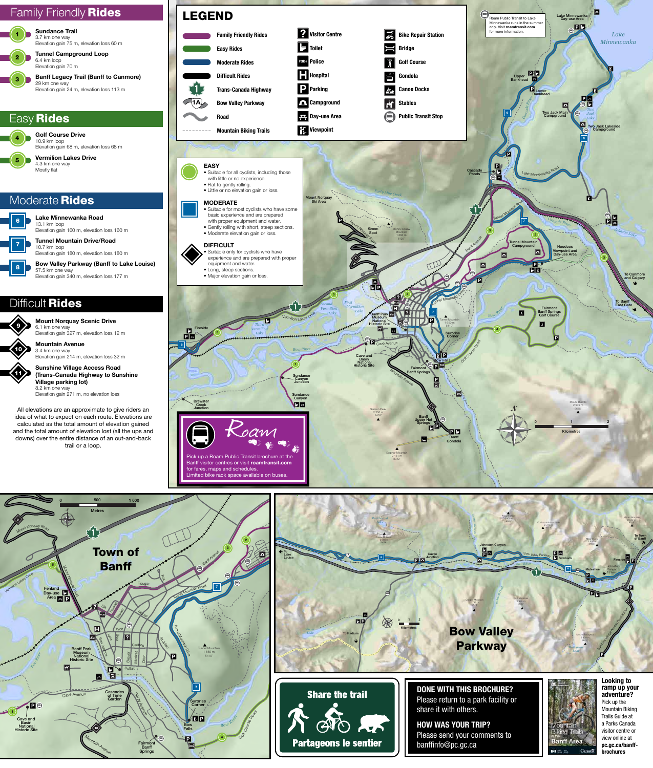# Family Friendly Rides

**1** **Sundance Trail**
3.7 km one way
Elevation gain 75 m, elevation loss 60 m

**2** **Tunnel Campground Loop**
6.4 km loop
Elevation gain 70 m

**3** **Banff Legacy Trail (Banff to Canmore)**
29 km one way
Elevation gain 24 m, elevation loss 113 m

# Easy Rides

**4** **Golf Course Drive**
10.9 km loop
Elevation gain 68 m, elevation loss 68 m

**5** **Vermilion Lakes Drive**
4.3 km one way
Mostly flat

# Moderate Rides

**6** **Lake Minnewanka Road**
13.1 km loop
Elevation gain 160 m, elevation loss 160 m

**7** **Tunnel Mountain Drive/Road**
10.7 km loop
Elevation gain 180 m, elevation loss 180 m

**8** **Bow Valley Parkway (Banff to Lake Louise)**
57.5 km one way
Elevation gain 340 m, elevation loss 177 m

# Difficult Rides

**9** **Mount Norquay Scenic Drive**
6.1 km one way
Elevation gain 327 m, elevation loss 12 m

**10** **Mountain Avenue**
3.4 km one way
Elevation gain 214 m, elevation loss 32 m

**11** **Sunshine Village Access Road (Trans-Canada Highway to Sunshine Village parking lot)**
8.2 km one way
Elevation gain 271 m, no elevation loss

All elevations are an approximate to give riders an idea of what to expect on each route. Elevations are calculated as the total amount of elevation gained and the total amount of elevation lost (all the ups and downs) over the entire distance of an out-and-back trail or a loop.

## LEGEND

Family Friendly Rides
Easy Rides
Moderate Rides
Difficult Rides
Trans-Canada Highway
Bow Valley Parkway
Road
Mountain Biking Trails
Visitor Centre
Toilet
Police
Hospital
Parking
Campground
Day-use Area
Viewpoint
Bike Repair Station
Bridge
Golf Course
Gondola
Canoe Docks
Stables
Public Transit Stop

**EASY**
- Suitable for all cyclists, including those with little or no experience.
- Flat to gently rolling.
- Little or no elevation gain or loss.

**MODERATE**
- Suitable for most cyclists who have some basic experience and are prepared with proper equipment and water.
- Gently rolling with short, steep sections.
- Moderate elevation gain or loss.

**DIFFICULT**
- Suitable only for cyclists who have experience and are prepared with proper equipment and water.
- Long, steep sections.
- Major elevation gain or loss.

Roam Public Transit to Lake Minnewanka runs in the summer only. Visit **roamtransit.com** for more information.

**Roam**

Pick up a Roam Public Transit brochure at the Banff visitor centres or visit **roamtransit.com** for fares, maps and schedules.
Limited bike rack space available on buses.

Kilometres

# Town of Banff

Metres

# Bow Valley Parkway

Kilometres

**Share the trail**
**Partageons le sentier**

**DONE WITH THIS BROCHURE?**
Please return to a park facility or share it with others.

**HOW WAS YOUR TRIP?**
Please send your comments to banffinfo@pc.gc.ca

**Looking to ramp up your adventure?**
Pick up the Mountain Biking Trails Guide at a Parks Canada visitor centre or view online at **pc.gc.ca/banff-brochures**